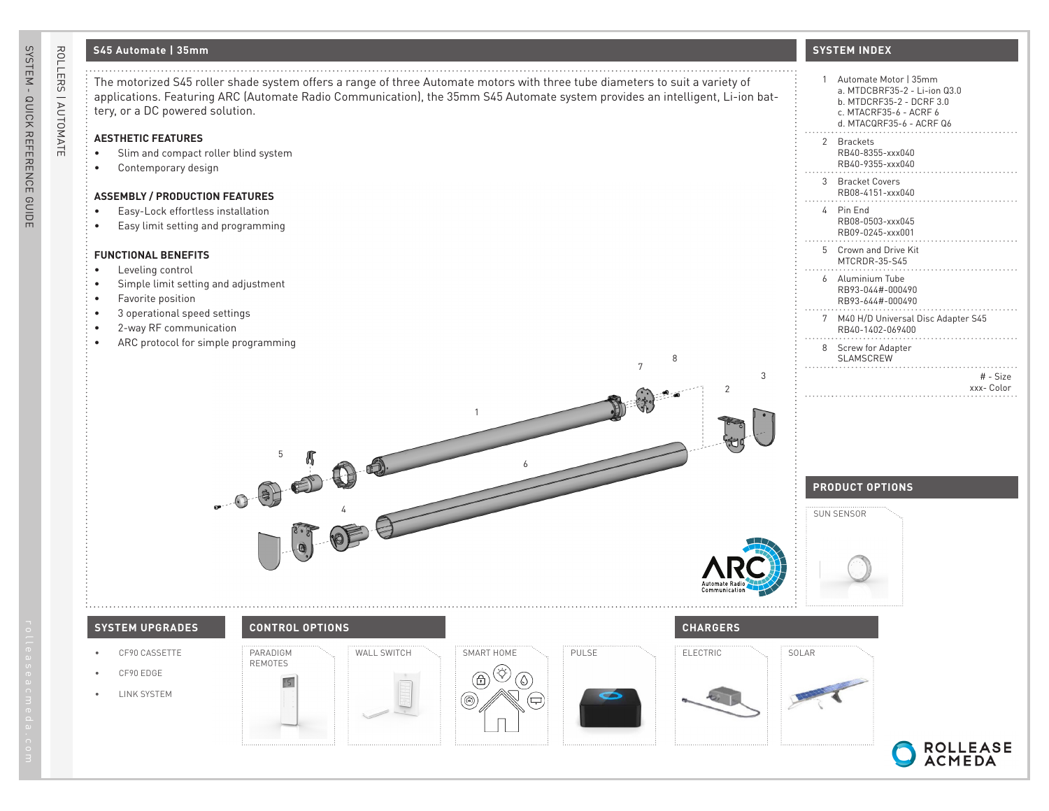# S45 Automate | 35mm

The motorized S45 roller shade system offers a range of three Automate motors with three tube diameters to suit a variety of applications. Featuring ARC (Automate Radio Communication), the 35mm S45 Automate system provides an intelligent, Li-ion battery, or a DC powered solution.

### AESTHETIC FEATURES

- Slim and compact roller blind system
- Contemporary design

### ASSEMBLY / PRODUCTION FEATURES

- Easy-Lock effortless installation
- Easy limit setting and programming

### FUNCTIONAL BENEFITS

- Leveling control
- Simple limit setting and adjustment
- Favorite position
- 3 operational speed settings
- 2-way RF communication
- ARC protocol for simple programming

## SYSTEM INDEX

1. Automate Motor | 35mm
   - a. MTDCBRF35-2 - Li-ion Q3.0
   - b. MTDCRF35-2 - DCRF 3.0
   - c. MTACRF35-6 - ACRF 6
   - d. MTACQRF35-6 - ACRF Q6
2. Brackets
   RB40-8355-xxx040
   RB40-9355-xxx040
3. Bracket Covers
   RB08-4151-xxx040
4. Pin End
   RB08-0503-xxx045
   RB09-0245-xxx001
5. Crown and Drive Kit
   MTCRDR-35-S45
6. Aluminium Tube
   RB93-044#-000490
   RB93-644#-000490
7. M40 H/D Universal Disc Adapter S45
   RB40-1402-069400
8. Screw for Adapter
   SLAMSCREW

# - Size
xxx- Color

## PRODUCT OPTIONS

SUN SENSOR

## SYSTEM UPGRADES

- CF90 CASSETTE
- CF90 EDGE
- LINK SYSTEM

## CONTROL OPTIONS

PARADIGM REMOTES

WALL SWITCH

SMART HOME

PULSE

## CHARGERS

ELECTRIC

SOLAR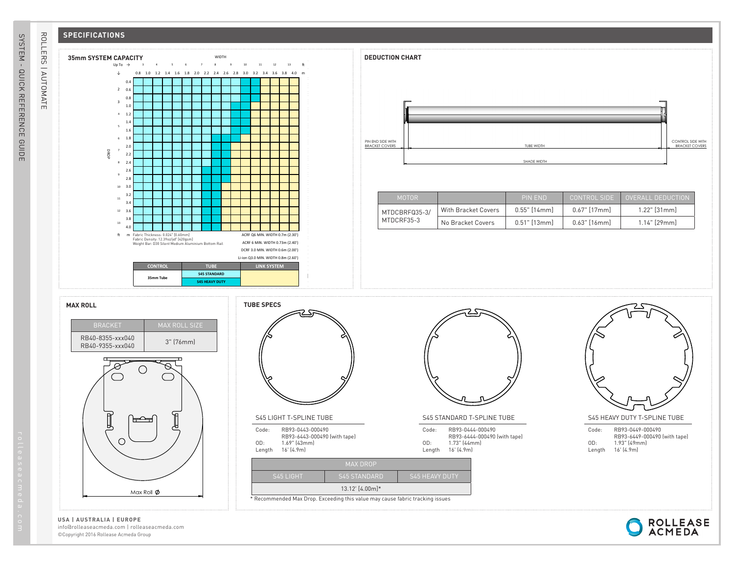## SPECIFICATIONS

### 35mm SYSTEM CAPACITY

WIDTH

Up To →
3 4 5 6 7 8 9 10 11 12 13 ft
0.8 1.0 1.2 1.4 1.6 1.8 2.0 2.2 2.4 2.6 2.8 3.0 3.2 3.4 3.6 3.8 4.0 m

DROP
2 3 4 5 6 7 8 9 10 11 12 13 ft
0.4 0.6 0.8 1.0 1.2 1.4 1.6 1.8 2.0 2.2 2.4 2.6 2.8 3.0 3.2 3.4 3.6 3.8 4.0 m

Fabric Thickness: 0.024" [0.60mm]
Fabric Density: 12.39oz/yd² [420gsm]
Weight Bar: D30 Silent Medium Aluminium Bottom Rail

ACRF Q6 MIN. WIDTH 0.7m (2.30')
ACRF 6 MIN. WIDTH 0.73m (2.40')
DCRF 3.0 MIN. WIDTH 0.6m (2.00')
Li-ion Q3.0 MIN. WIDTH 0.8m (2.60')

| CONTROL | TUBE | LINK SYSTEM |
|---|---|---|
| 35mm Tube | S45 STANDARD | |
| | S45 HEAVY DUTY | |

### DEDUCTION CHART

PIN END SIDE WITH BRACKET COVERS
TUBE WIDTH
CONTROL SIDE WITH BRACKET COVERS
SHADE WIDTH

| MOTOR | | PIN END | CONTROL SIDE | OVERALL DEDUCTION |
|---|---|---|---|---|
| MTDCBRFQ35-3/ MTDCRF35-3 | With Bracket Covers | 0.55" [14mm] | 0.67" [17mm] | 1.22" [31mm] |
| | No Bracket Covers | 0.51" [13mm] | 0.63" [16mm] | 1.14" [29mm] |

### MAX ROLL

| BRACKET | MAX ROLL SIZE |
|---|---|
| RB40-8355-xxx040<br>RB40-9355-xxx040 | 3" [76mm] |

Max Roll Ø

### TUBE SPECS

**S45 LIGHT T-SPLINE TUBE**

Code: RB93-0443-000490
RB93-6443-000490 (with tape)
OD: 1.69" [43mm]
Length 16' [4.9m]

**S45 STANDARD T-SPLINE TUBE**

Code: RB93-0444-000490
RB93-6444-000490 (with tape)
OD: 1.73" [44mm]
Length 16' [4.9m]

**S45 HEAVY DUTY T-SPLINE TUBE**

Code: RB93-0449-000490
RB93-6449-000490 (with tape)
OD: 1.93" [49mm]
Length 16' [4.9m]

| MAX DROP | | |
|---|---|---|
| S45 LIGHT | S45 STANDARD | S45 HEAVY DUTY |
| 13.12' [4.00m]* | | |

\* Recommended Max Drop. Exceeding this value may cause fabric tracking issues

**USA | AUSTRALIA | EUROPE**
info@rolleaseacmeda.com | rolleaseacmeda.com
©Copyright 2016 Rollease Acmeda Group